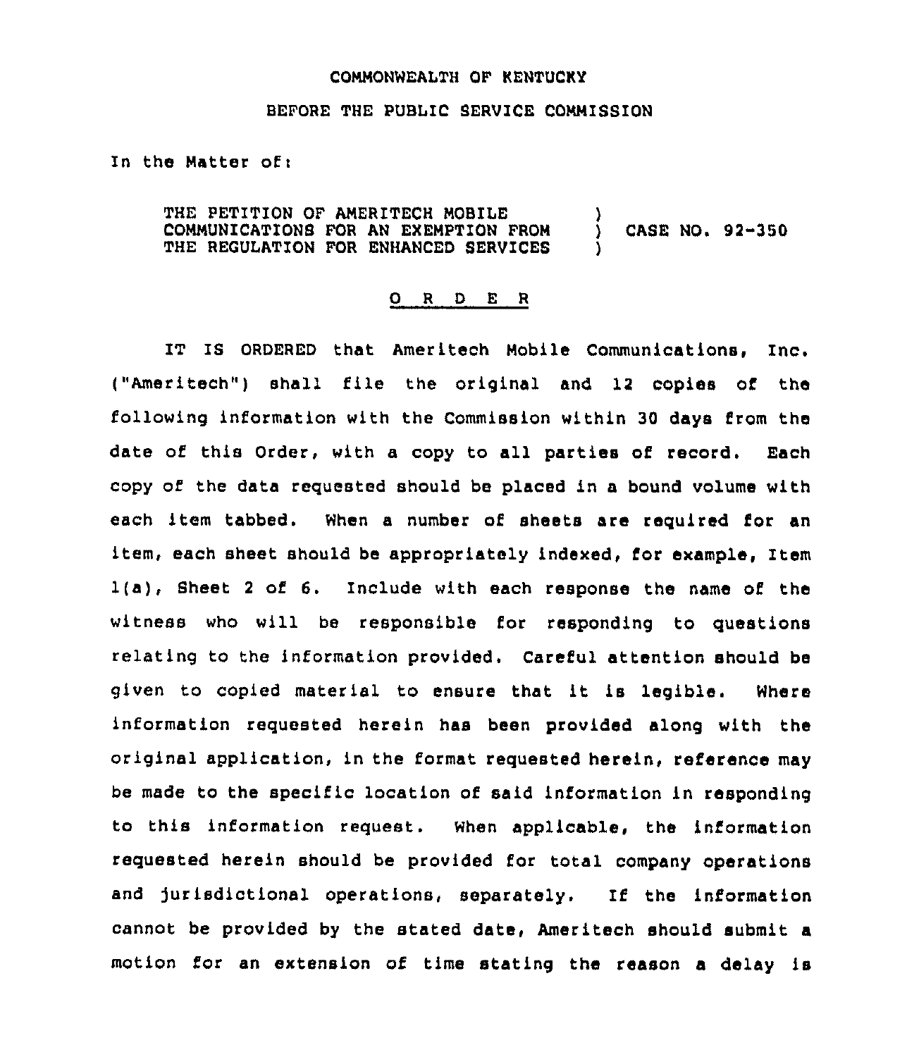COMMONWEALTH OF KENTUCKY

BEFORE THE PUBLIC SERVICE COMMISSION

In the Matter of:

| | | |
|---|---|---|
| THE PETITION OF AMERITECH MOBILE COMMUNICATIONS FOR AN EXEMPTION FROM THE REGULATION FOR ENHANCED SERVICES | ) ) ) | CASE NO. 92-350 |

## O R D E R

IT IS ORDERED that Ameritech Mobile Communications, Inc. ("Ameritech") shall file the original and 12 copies of the following information with the Commission within 30 days from the date of this Order, with a copy to all parties of record. Each copy of the data requested should be placed in a bound volume with each item tabbed. When a number of sheets are required for an item, each sheet should be appropriately indexed, for example, Item 1(a), Sheet 2 of 6. Include with each response the name of the witness who will be responsible for responding to questions relating to the information provided. Careful attention should be given to copied material to ensure that it is legible. Where information requested herein has been provided along with the original application, in the format requested herein, reference may be made to the specific location of said information in responding to this information request. When applicable, the information requested herein should be provided for total company operations and jurisdictional operations, separately. If the information cannot be provided by the stated date, Ameritech should submit a motion for an extension of time stating the reason a delay is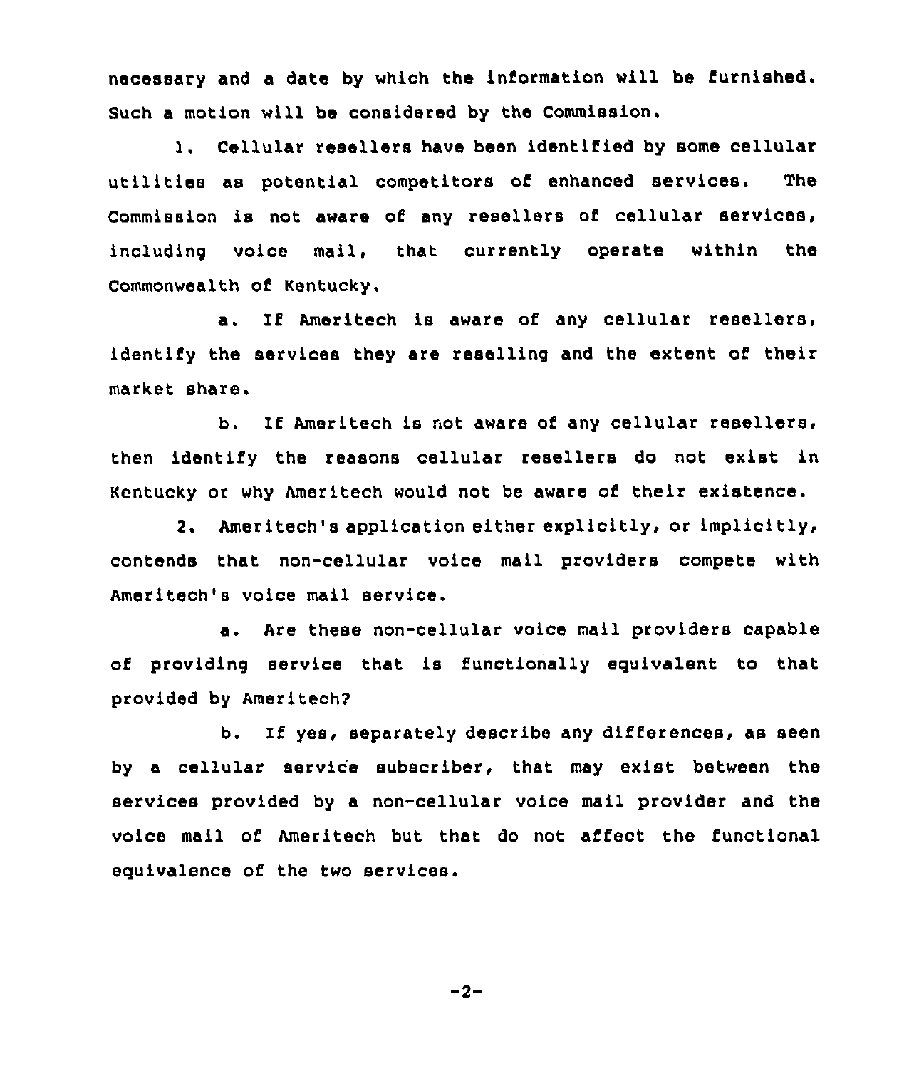necessary and a date by which the information will be furnished. Such a motion will be considered by the Commission.

1. Cellular resellers have been identified by some cellular utilities as potential competitors of enhanced services. The Commission is not aware of any resellers of cellular services, including voice mail, that currently operate within the Commonwealth of Kentucky.

   a. If Ameritech is aware of any cellular resellers, identify the services they are reselling and the extent of their market share.

   b. If Ameritech is not aware of any cellular resellers, then identify the reasons cellular resellers do not exist in Kentucky or why Ameritech would not be aware of their existence.

2. Ameritech's application either explicitly, or implicitly, contends that non-cellular voice mail providers compete with Ameritech's voice mail service.

   a. Are these non-cellular voice mail providers capable of providing service that is functionally equivalent to that provided by Ameritech?

   b. If yes, separately describe any differences, as seen by a cellular service subscriber, that may exist between the services provided by a non-cellular voice mail provider and the voice mail of Ameritech but that do not affect the functional equivalence of the two services.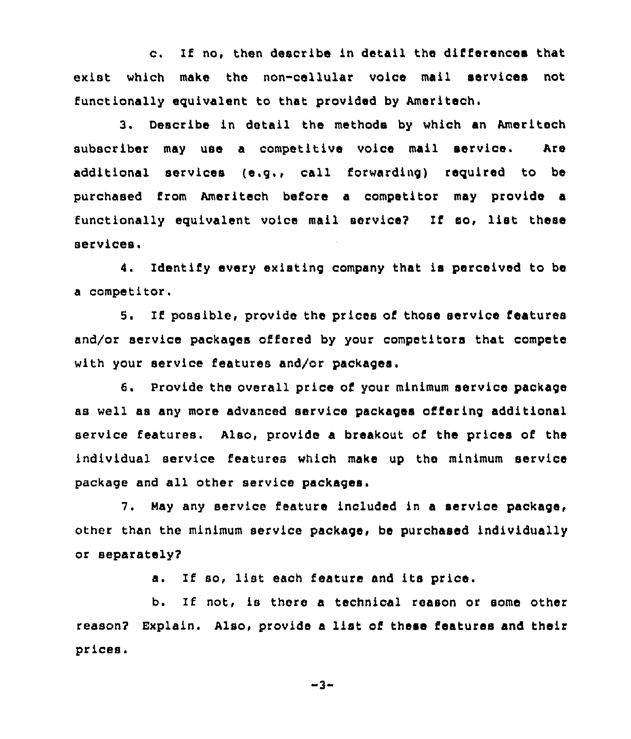c. If no, then describe in detail the differences that exist which make the non-cellular voice mail services not functionally equivalent to that provided by Ameritech.

3. Describe in detail the methods by which an Ameritech subscriber may use a competitive voice mail service. Are additional services (e.g., call forwarding) required to be purchased from Ameritech before a competitor may provide a functionally equivalent voice mail service? If so, list these services.

4. Identify every existing company that is perceived to be a competitor.

5. If possible, provide the prices of those service features and/or service packages offered by your competitors that compete with your service features and/or packages.

6. Provide the overall price of your minimum service package as well as any more advanced service packages offering additional service features. Also, provide a breakout of the prices of the individual service features which make up the minimum service package and all other service packages.

7. May any service feature included in a service package, other than the minimum service package, be purchased individually or separately?

a. If so, list each feature and its price.

b. If not, is there a technical reason or some other reason? Explain. Also, provide a list of these features and their prices.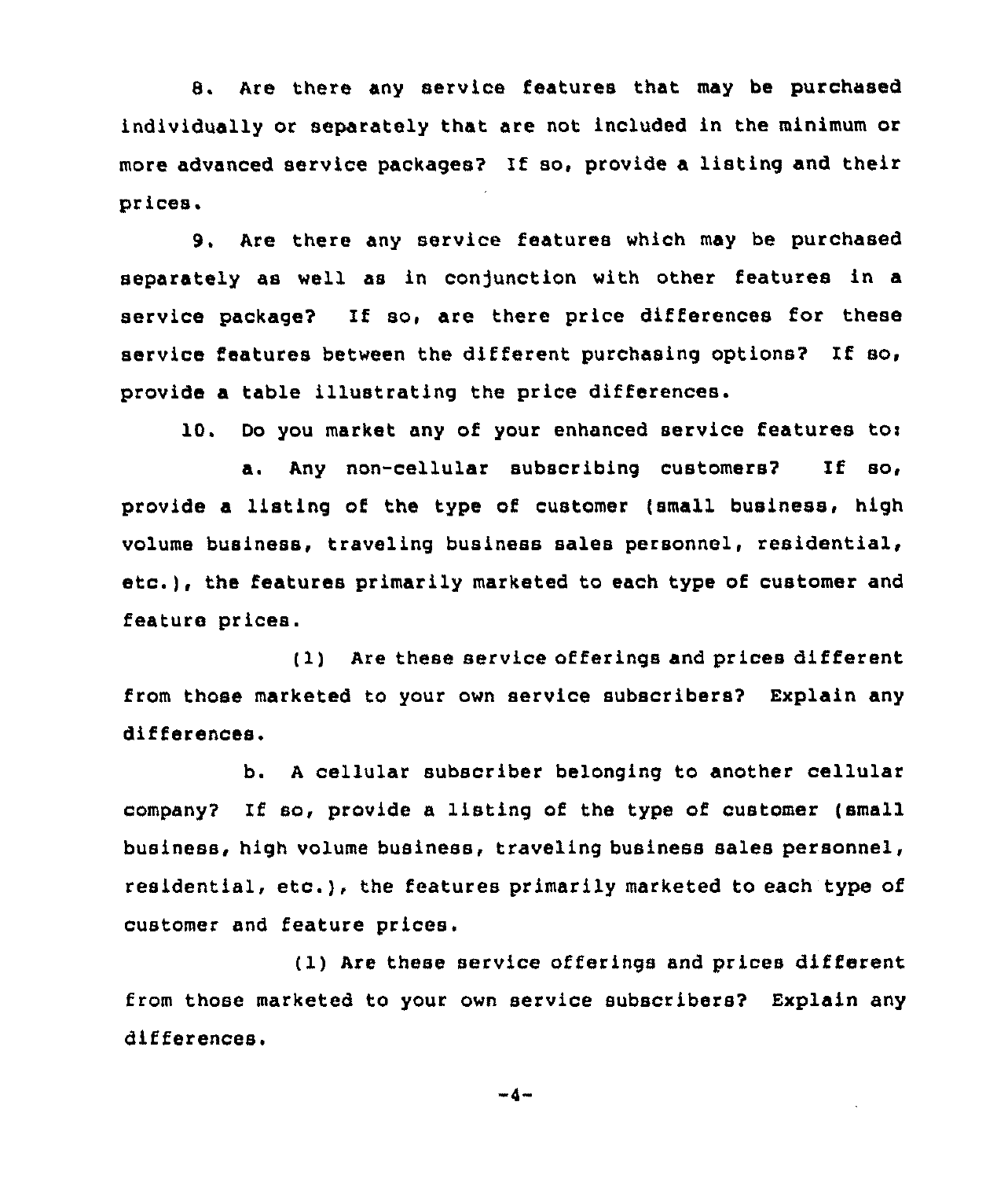8. Are there any service features that may be purchased individually or separately that are not included in the minimum or more advanced service packages? If so, provide a listing and their prices.

9. Are there any service features which may be purchased separately as well as in conjunction with other features in a service package? If so, are there price differences for these service features between the different purchasing options? If so, provide a table illustrating the price differences.

10. Do you market any of your enhanced service features to:

a. Any non-cellular subscribing customers? If so, provide a listing of the type of customer (small business, high volume business, traveling business sales personnel, residential, etc.), the features primarily marketed to each type of customer and feature prices.

(1) Are these service offerings and prices different from those marketed to your own service subscribers? Explain any differences.

b. A cellular subscriber belonging to another cellular company? If so, provide a listing of the type of customer (small business, high volume business, traveling business sales personnel, residential, etc.), the features primarily marketed to each type of customer and feature prices.

(1) Are these service offerings and prices different from those marketed to your own service subscribers? Explain any differences.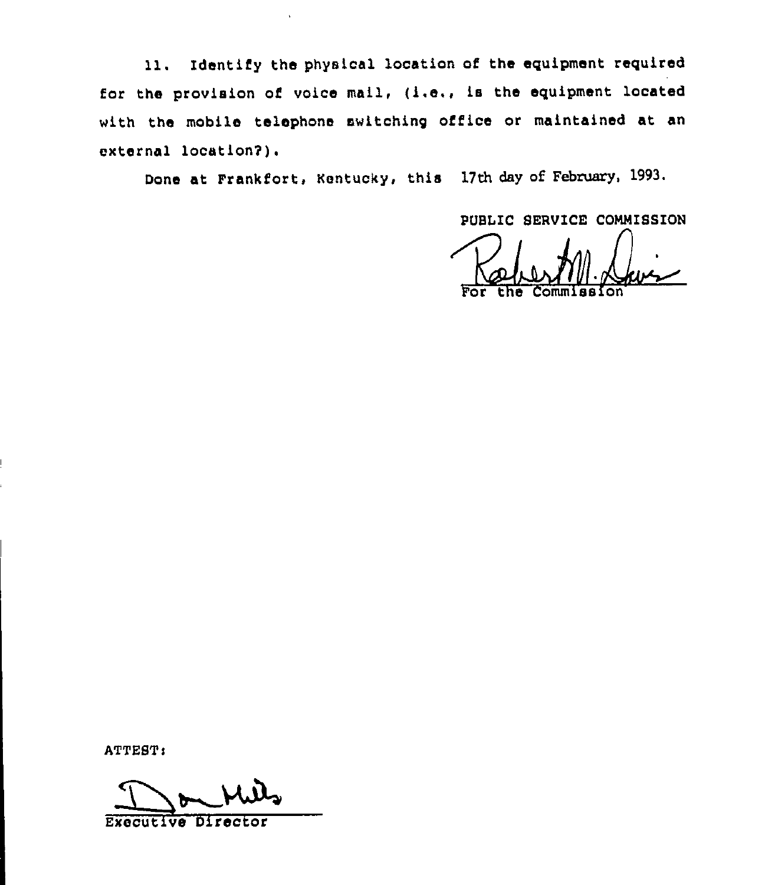11. Identify the physical location of the equipment required for the provision of voice mail, (i.e., is the equipment located with the mobile telephone switching office or maintained at an external location?).

Done at Frankfort, Kentucky, this 17th day of February, 1993.

PUBLIC SERVICE COMMISSION

For the Commission

ATTEST:

Executive Director